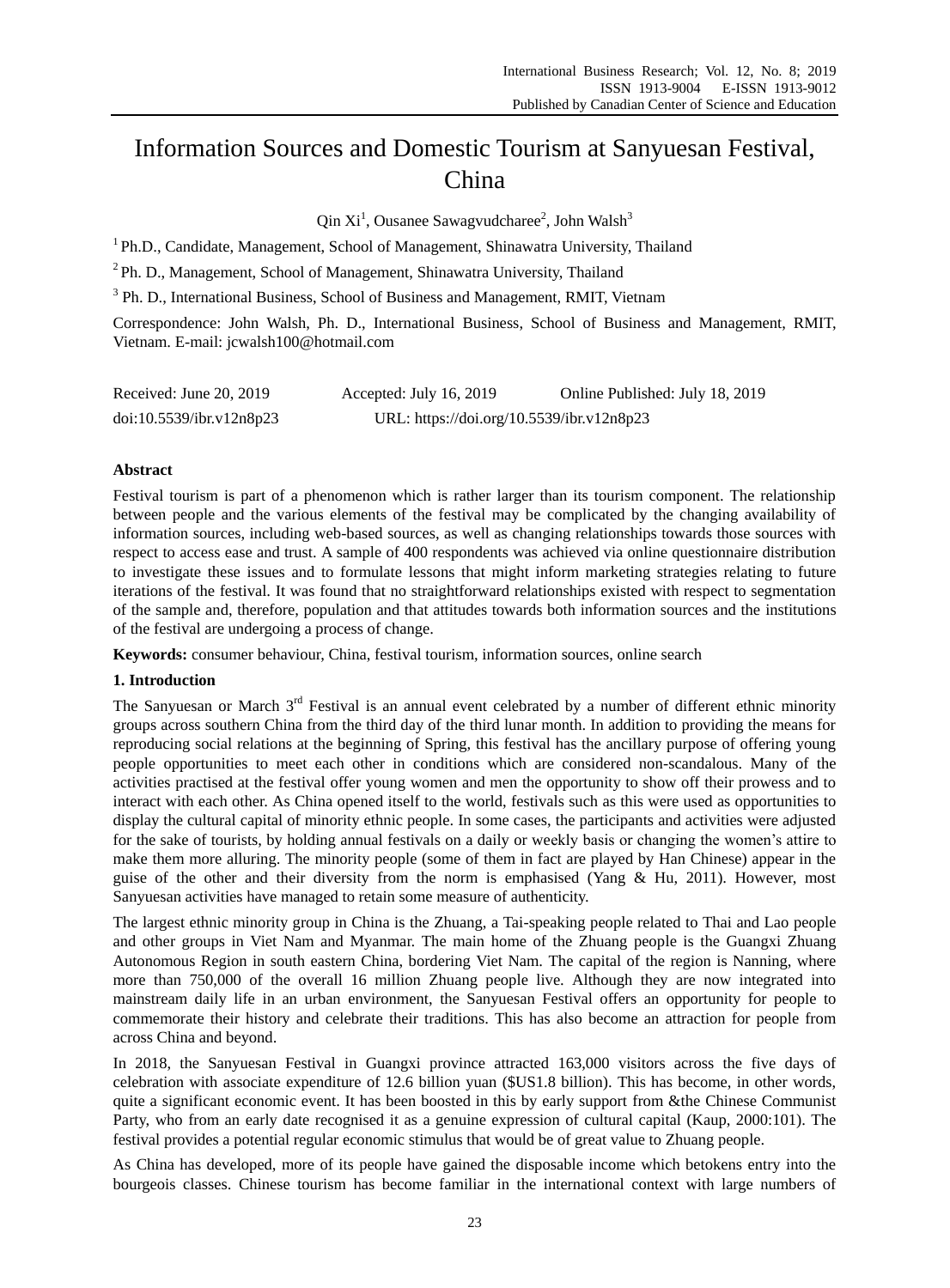# Information Sources and Domestic Tourism at Sanyuesan Festival, China

Qin Xi[1], Ousanee Sawagvudcharee[2], John Walsh[3]

[1] Ph.D., Candidate, Management, School of Management, Shinawatra University, Thailand

[2] Ph. D., Management, School of Management, Shinawatra University, Thailand

[3] Ph. D., International Business, School of Business and Management, RMIT, Vietnam

Correspondence: John Walsh, Ph. D., International Business, School of Business and Management, RMIT, Vietnam. E-mail: jcwalsh100@hotmail.com

Received: June 20, 2019 Accepted: July 16, 2019 Online Published: July 18, 2019

doi:10.5539/ibr.v12n8p23 URL: https://doi.org/10.5539/ibr.v12n8p23

**Abstract**

Festival tourism is part of a phenomenon which is rather larger than its tourism component. The relationship between people and the various elements of the festival may be complicated by the changing availability of information sources, including web-based sources, as well as changing relationships towards those sources with respect to access ease and trust. A sample of 400 respondents was achieved via online questionnaire distribution to investigate these issues and to formulate lessons that might inform marketing strategies relating to future iterations of the festival. It was found that no straightforward relationships existed with respect to segmentation of the sample and, therefore, population and that attitudes towards both information sources and the institutions of the festival are undergoing a process of change.

**Keywords:** consumer behaviour, China, festival tourism, information sources, online search

## 1. Introduction

The Sanyuesan or March 3rd Festival is an annual event celebrated by a number of different ethnic minority groups across southern China from the third day of the third lunar month. In addition to providing the means for reproducing social relations at the beginning of Spring, this festival has the ancillary purpose of offering young people opportunities to meet each other in conditions which are considered non-scandalous. Many of the activities practised at the festival offer young women and men the opportunity to show off their prowess and to interact with each other. As China opened itself to the world, festivals such as this were used as opportunities to display the cultural capital of minority ethnic people. In some cases, the participants and activities were adjusted for the sake of tourists, by holding annual festivals on a daily or weekly basis or changing the women's attire to make them more alluring. The minority people (some of them in fact are played by Han Chinese) appear in the guise of the other and their diversity from the norm is emphasised (Yang & Hu, 2011). However, most Sanyuesan activities have managed to retain some measure of authenticity.

The largest ethnic minority group in China is the Zhuang, a Tai-speaking people related to Thai and Lao people and other groups in Viet Nam and Myanmar. The main home of the Zhuang people is the Guangxi Zhuang Autonomous Region in south eastern China, bordering Viet Nam. The capital of the region is Nanning, where more than 750,000 of the overall 16 million Zhuang people live. Although they are now integrated into mainstream daily life in an urban environment, the Sanyuesan Festival offers an opportunity for people to commemorate their history and celebrate their traditions. This has also become an attraction for people from across China and beyond.

In 2018, the Sanyuesan Festival in Guangxi province attracted 163,000 visitors across the five days of celebration with associate expenditure of 12.6 billion yuan ($US1.8 billion). This has become, in other words, quite a significant economic event. It has been boosted in this by early support from &the Chinese Communist Party, who from an early date recognised it as a genuine expression of cultural capital (Kaup, 2000:101). The festival provides a potential regular economic stimulus that would be of great value to Zhuang people.

As China has developed, more of its people have gained the disposable income which betokens entry into the bourgeois classes. Chinese tourism has become familiar in the international context with large numbers of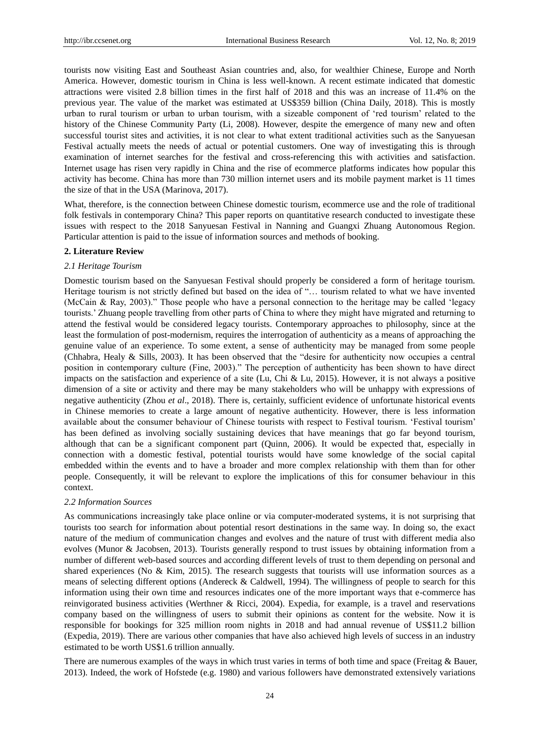tourists now visiting East and Southeast Asian countries and, also, for wealthier Chinese, Europe and North America. However, domestic tourism in China is less well-known. A recent estimate indicated that domestic attractions were visited 2.8 billion times in the first half of 2018 and this was an increase of 11.4% on the previous year. The value of the market was estimated at US$359 billion (China Daily, 2018). This is mostly urban to rural tourism or urban to urban tourism, with a sizeable component of 'red tourism' related to the history of the Chinese Community Party (Li, 2008). However, despite the emergence of many new and often successful tourist sites and activities, it is not clear to what extent traditional activities such as the Sanyuesan Festival actually meets the needs of actual or potential customers. One way of investigating this is through examination of internet searches for the festival and cross-referencing this with activities and satisfaction. Internet usage has risen very rapidly in China and the rise of ecommerce platforms indicates how popular this activity has become. China has more than 730 million internet users and its mobile payment market is 11 times the size of that in the USA (Marinova, 2017).

What, therefore, is the connection between Chinese domestic tourism, ecommerce use and the role of traditional folk festivals in contemporary China? This paper reports on quantitative research conducted to investigate these issues with respect to the 2018 Sanyuesan Festival in Nanning and Guangxi Zhuang Autonomous Region. Particular attention is paid to the issue of information sources and methods of booking.

## 2. Literature Review

### 2.1 Heritage Tourism

Domestic tourism based on the Sanyuesan Festival should properly be considered a form of heritage tourism. Heritage tourism is not strictly defined but based on the idea of "… tourism related to what we have invented (McCain & Ray, 2003)." Those people who have a personal connection to the heritage may be called 'legacy tourists.' Zhuang people travelling from other parts of China to where they might have migrated and returning to attend the festival would be considered legacy tourists. Contemporary approaches to philosophy, since at the least the formulation of post-modernism, requires the interrogation of authenticity as a means of approaching the genuine value of an experience. To some extent, a sense of authenticity may be managed from some people (Chhabra, Healy & Sills, 2003). It has been observed that the "desire for authenticity now occupies a central position in contemporary culture (Fine, 2003)." The perception of authenticity has been shown to have direct impacts on the satisfaction and experience of a site (Lu, Chi & Lu, 2015). However, it is not always a positive dimension of a site or activity and there may be many stakeholders who will be unhappy with expressions of negative authenticity (Zhou *et al*., 2018). There is, certainly, sufficient evidence of unfortunate historical events in Chinese memories to create a large amount of negative authenticity. However, there is less information available about the consumer behaviour of Chinese tourists with respect to Festival tourism. 'Festival tourism' has been defined as involving socially sustaining devices that have meanings that go far beyond tourism, although that can be a significant component part (Quinn, 2006). It would be expected that, especially in connection with a domestic festival, potential tourists would have some knowledge of the social capital embedded within the events and to have a broader and more complex relationship with them than for other people. Consequently, it will be relevant to explore the implications of this for consumer behaviour in this context.

### 2.2 Information Sources

As communications increasingly take place online or via computer-moderated systems, it is not surprising that tourists too search for information about potential resort destinations in the same way. In doing so, the exact nature of the medium of communication changes and evolves and the nature of trust with different media also evolves (Munor & Jacobsen, 2013). Tourists generally respond to trust issues by obtaining information from a number of different web-based sources and according different levels of trust to them depending on personal and shared experiences (No & Kim, 2015). The research suggests that tourists will use information sources as a means of selecting different options (Andereck & Caldwell, 1994). The willingness of people to search for this information using their own time and resources indicates one of the more important ways that e-commerce has reinvigorated business activities (Werthner & Ricci, 2004). Expedia, for example, is a travel and reservations company based on the willingness of users to submit their opinions as content for the website. Now it is responsible for bookings for 325 million room nights in 2018 and had annual revenue of US$11.2 billion (Expedia, 2019). There are various other companies that have also achieved high levels of success in an industry estimated to be worth US$1.6 trillion annually.

There are numerous examples of the ways in which trust varies in terms of both time and space (Freitag & Bauer, 2013). Indeed, the work of Hofstede (e.g. 1980) and various followers have demonstrated extensively variations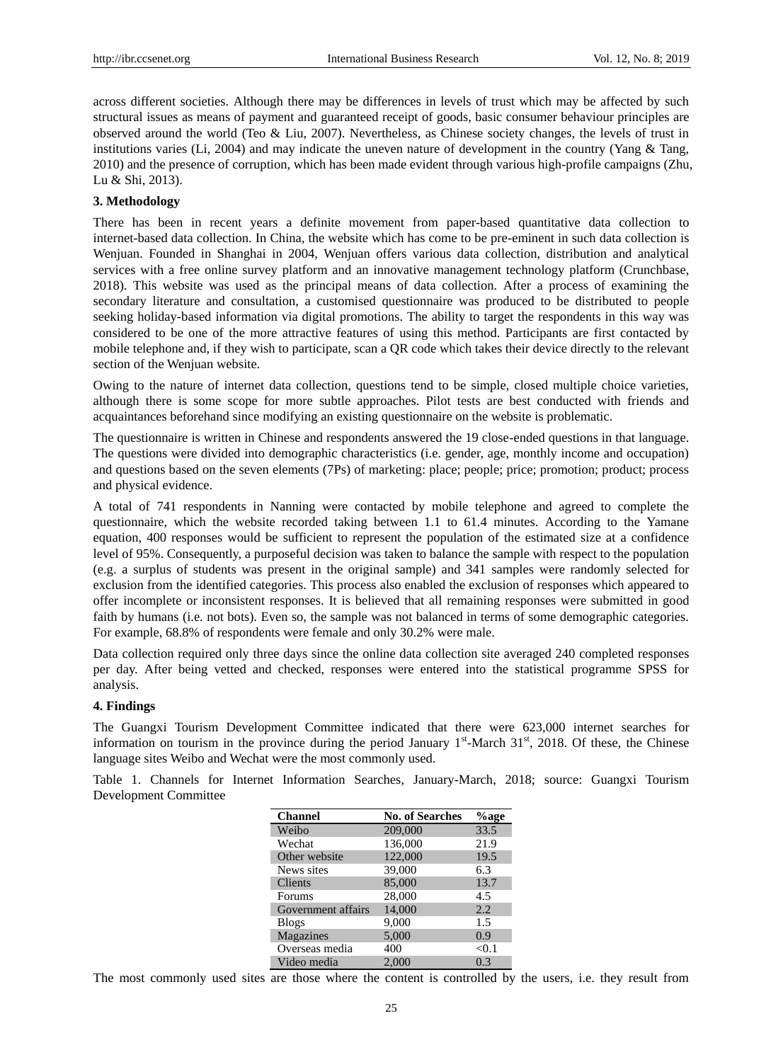across different societies. Although there may be differences in levels of trust which may be affected by such structural issues as means of payment and guaranteed receipt of goods, basic consumer behaviour principles are observed around the world (Teo & Liu, 2007). Nevertheless, as Chinese society changes, the levels of trust in institutions varies (Li, 2004) and may indicate the uneven nature of development in the country (Yang & Tang, 2010) and the presence of corruption, which has been made evident through various high-profile campaigns (Zhu, Lu & Shi, 2013).

## 3. Methodology

There has been in recent years a definite movement from paper-based quantitative data collection to internet-based data collection. In China, the website which has come to be pre-eminent in such data collection is Wenjuan. Founded in Shanghai in 2004, Wenjuan offers various data collection, distribution and analytical services with a free online survey platform and an innovative management technology platform (Crunchbase, 2018). This website was used as the principal means of data collection. After a process of examining the secondary literature and consultation, a customised questionnaire was produced to be distributed to people seeking holiday-based information via digital promotions. The ability to target the respondents in this way was considered to be one of the more attractive features of using this method. Participants are first contacted by mobile telephone and, if they wish to participate, scan a QR code which takes their device directly to the relevant section of the Wenjuan website.

Owing to the nature of internet data collection, questions tend to be simple, closed multiple choice varieties, although there is some scope for more subtle approaches. Pilot tests are best conducted with friends and acquaintances beforehand since modifying an existing questionnaire on the website is problematic.

The questionnaire is written in Chinese and respondents answered the 19 close-ended questions in that language. The questions were divided into demographic characteristics (i.e. gender, age, monthly income and occupation) and questions based on the seven elements (7Ps) of marketing: place; people; price; promotion; product; process and physical evidence.

A total of 741 respondents in Nanning were contacted by mobile telephone and agreed to complete the questionnaire, which the website recorded taking between 1.1 to 61.4 minutes. According to the Yamane equation, 400 responses would be sufficient to represent the population of the estimated size at a confidence level of 95%. Consequently, a purposeful decision was taken to balance the sample with respect to the population (e.g. a surplus of students was present in the original sample) and 341 samples were randomly selected for exclusion from the identified categories. This process also enabled the exclusion of responses which appeared to offer incomplete or inconsistent responses. It is believed that all remaining responses were submitted in good faith by humans (i.e. not bots). Even so, the sample was not balanced in terms of some demographic categories. For example, 68.8% of respondents were female and only 30.2% were male.

Data collection required only three days since the online data collection site averaged 240 completed responses per day. After being vetted and checked, responses were entered into the statistical programme SPSS for analysis.

## 4. Findings

The Guangxi Tourism Development Committee indicated that there were 623,000 internet searches for information on tourism in the province during the period January 1st-March 31st, 2018. Of these, the Chinese language sites Weibo and Wechat were the most commonly used.

Table 1. Channels for Internet Information Searches, January-March, 2018; source: Guangxi Tourism Development Committee

| Channel | No. of Searches | %age |
|---|---|---|
| Weibo | 209,000 | 33.5 |
| Wechat | 136,000 | 21.9 |
| Other website | 122,000 | 19.5 |
| News sites | 39,000 | 6.3 |
| Clients | 85,000 | 13.7 |
| Forums | 28,000 | 4.5 |
| Government affairs | 14,000 | 2.2 |
| Blogs | 9,000 | 1.5 |
| Magazines | 5,000 | 0.9 |
| Overseas media | 400 | <0.1 |
| Video media | 2,000 | 0.3 |

The most commonly used sites are those where the content is controlled by the users, i.e. they result from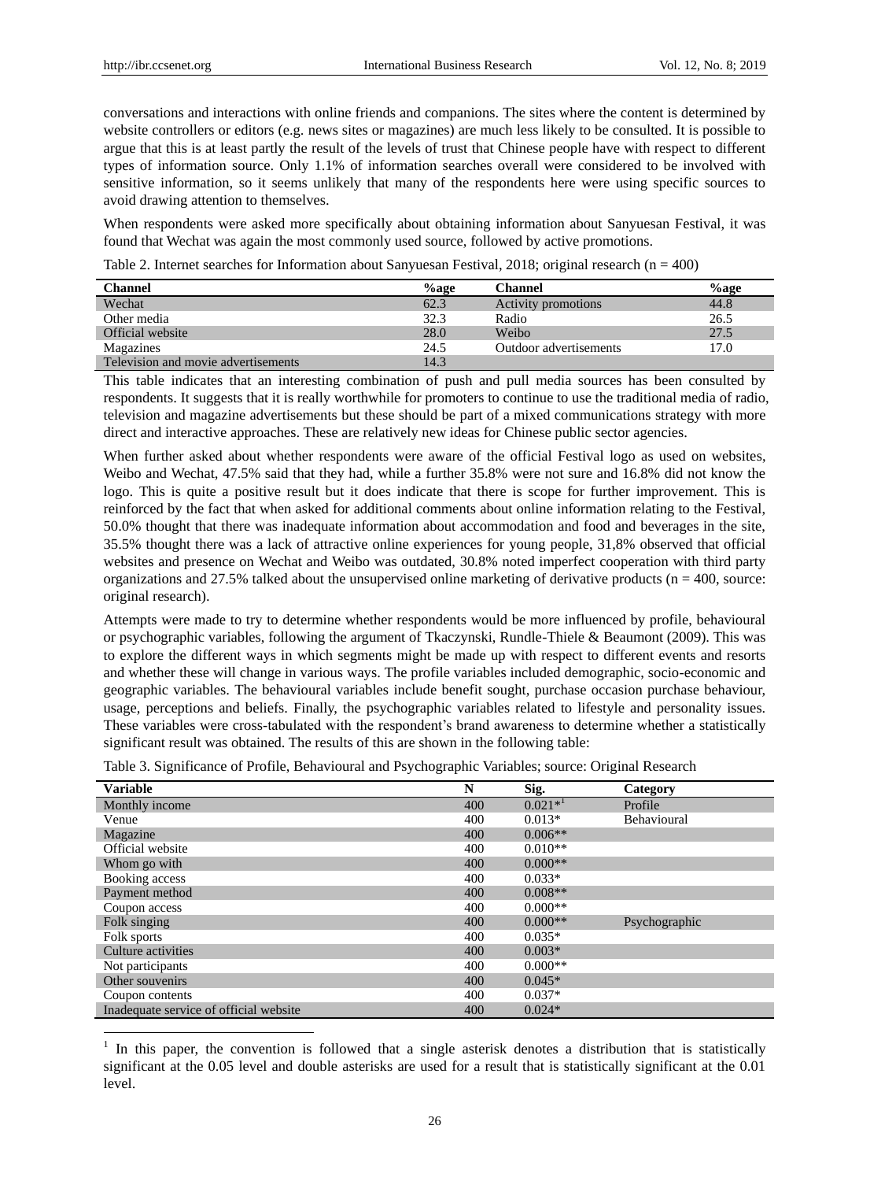conversations and interactions with online friends and companions. The sites where the content is determined by website controllers or editors (e.g. news sites or magazines) are much less likely to be consulted. It is possible to argue that this is at least partly the result of the levels of trust that Chinese people have with respect to different types of information source. Only 1.1% of information searches overall were considered to be involved with sensitive information, so it seems unlikely that many of the respondents here were using specific sources to avoid drawing attention to themselves.

When respondents were asked more specifically about obtaining information about Sanyuesan Festival, it was found that Wechat was again the most commonly used source, followed by active promotions.

Table 2. Internet searches for Information about Sanyuesan Festival, 2018; original research (n = 400)

| Channel | %age | Channel | %age |
|---|---|---|---|
| Wechat | 62.3 | Activity promotions | 44.8 |
| Other media | 32.3 | Radio | 26.5 |
| Official website | 28.0 | Weibo | 27.5 |
| Magazines | 24.5 | Outdoor advertisements | 17.0 |
| Television and movie advertisements | 14.3 | | |

This table indicates that an interesting combination of push and pull media sources has been consulted by respondents. It suggests that it is really worthwhile for promoters to continue to use the traditional media of radio, television and magazine advertisements but these should be part of a mixed communications strategy with more direct and interactive approaches. These are relatively new ideas for Chinese public sector agencies.

When further asked about whether respondents were aware of the official Festival logo as used on websites, Weibo and Wechat, 47.5% said that they had, while a further 35.8% were not sure and 16.8% did not know the logo. This is quite a positive result but it does indicate that there is scope for further improvement. This is reinforced by the fact that when asked for additional comments about online information relating to the Festival, 50.0% thought that there was inadequate information about accommodation and food and beverages in the site, 35.5% thought there was a lack of attractive online experiences for young people, 31,8% observed that official websites and presence on Wechat and Weibo was outdated, 30.8% noted imperfect cooperation with third party organizations and 27.5% talked about the unsupervised online marketing of derivative products (n = 400, source: original research).

Attempts were made to try to determine whether respondents would be more influenced by profile, behavioural or psychographic variables, following the argument of Tkaczynski, Rundle-Thiele & Beaumont (2009). This was to explore the different ways in which segments might be made up with respect to different events and resorts and whether these will change in various ways. The profile variables included demographic, socio-economic and geographic variables. The behavioural variables include benefit sought, purchase occasion purchase behaviour, usage, perceptions and beliefs. Finally, the psychographic variables related to lifestyle and personality issues. These variables were cross-tabulated with the respondent's brand awareness to determine whether a statistically significant result was obtained. The results of this are shown in the following table:

Table 3. Significance of Profile, Behavioural and Psychographic Variables; source: Original Research

| Variable | N | Sig. | Category |
|---|---|---|---|
| Monthly income | 400 | 0.021*[1] | Profile |
| Venue | 400 | 0.013* | Behavioural |
| Magazine | 400 | 0.006** | |
| Official website | 400 | 0.010** | |
| Whom go with | 400 | 0.000** | |
| Booking access | 400 | 0.033* | |
| Payment method | 400 | 0.008** | |
| Coupon access | 400 | 0.000** | |
| Folk singing | 400 | 0.000** | Psychographic |
| Folk sports | 400 | 0.035* | |
| Culture activities | 400 | 0.003* | |
| Not participants | 400 | 0.000** | |
| Other souvenirs | 400 | 0.045* | |
| Coupon contents | 400 | 0.037* | |
| Inadequate service of official website | 400 | 0.024* | |

[1] In this paper, the convention is followed that a single asterisk denotes a distribution that is statistically significant at the 0.05 level and double asterisks are used for a result that is statistically significant at the 0.01 level.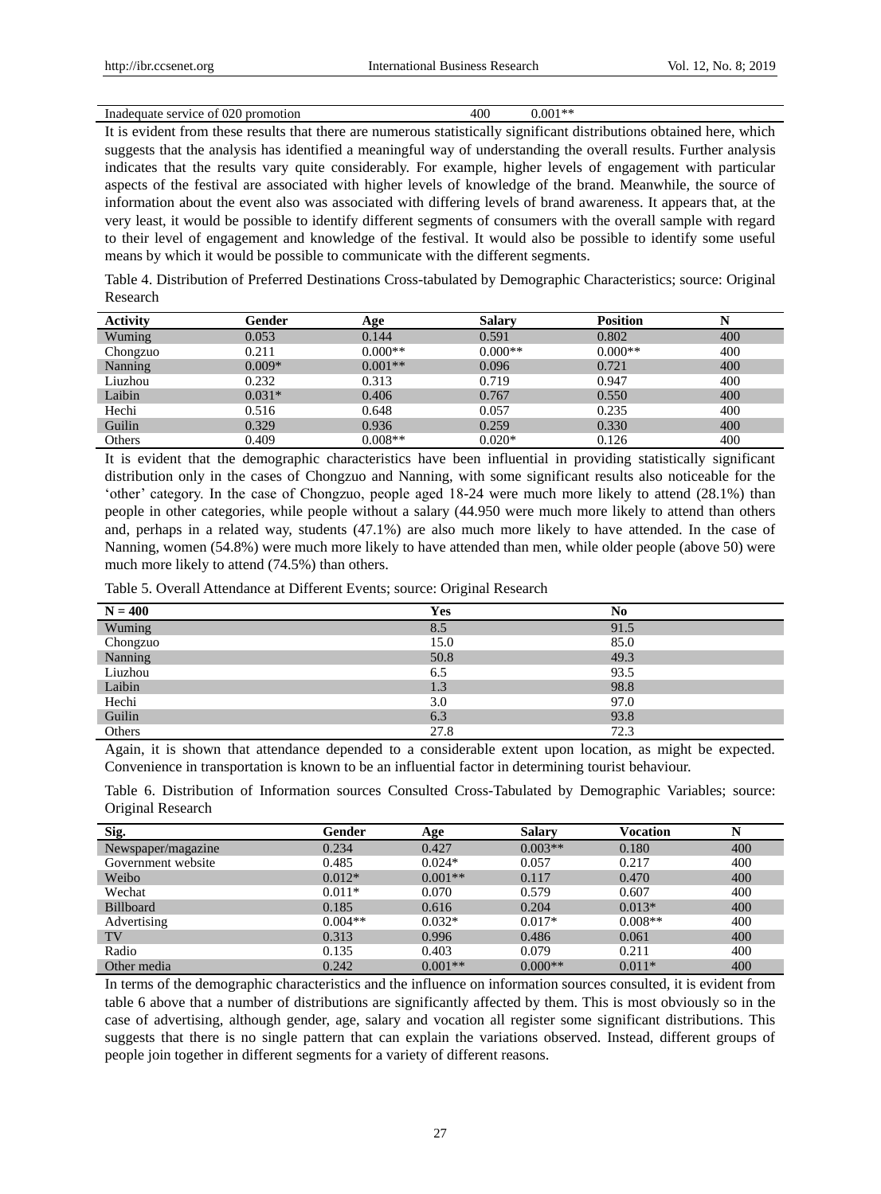| Inadequate service of 020 promotion | 400 | 0.001** |
|---|---|---|

It is evident from these results that there are numerous statistically significant distributions obtained here, which suggests that the analysis has identified a meaningful way of understanding the overall results. Further analysis indicates that the results vary quite considerably. For example, higher levels of engagement with particular aspects of the festival are associated with higher levels of knowledge of the brand. Meanwhile, the source of information about the event also was associated with differing levels of brand awareness. It appears that, at the very least, it would be possible to identify different segments of consumers with the overall sample with regard to their level of engagement and knowledge of the festival. It would also be possible to identify some useful means by which it would be possible to communicate with the different segments.

Table 4. Distribution of Preferred Destinations Cross-tabulated by Demographic Characteristics; source: Original Research

| Activity | Gender | Age | Salary | Position | N |
|---|---|---|---|---|---|
| Wuming | 0.053 | 0.144 | 0.591 | 0.802 | 400 |
| Chongzuo | 0.211 | 0.000** | 0.000** | 0.000** | 400 |
| Nanning | 0.009* | 0.001** | 0.096 | 0.721 | 400 |
| Liuzhou | 0.232 | 0.313 | 0.719 | 0.947 | 400 |
| Laibin | 0.031* | 0.406 | 0.767 | 0.550 | 400 |
| Hechi | 0.516 | 0.648 | 0.057 | 0.235 | 400 |
| Guilin | 0.329 | 0.936 | 0.259 | 0.330 | 400 |
| Others | 0.409 | 0.008** | 0.020* | 0.126 | 400 |

It is evident that the demographic characteristics have been influential in providing statistically significant distribution only in the cases of Chongzuo and Nanning, with some significant results also noticeable for the 'other' category. In the case of Chongzuo, people aged 18-24 were much more likely to attend (28.1%) than people in other categories, while people without a salary (44.950 were much more likely to attend than others and, perhaps in a related way, students (47.1%) are also much more likely to have attended. In the case of Nanning, women (54.8%) were much more likely to have attended than men, while older people (above 50) were much more likely to attend (74.5%) than others.

Table 5. Overall Attendance at Different Events; source: Original Research

| N = 400 | Yes | No |
|---|---|---|
| Wuming | 8.5 | 91.5 |
| Chongzuo | 15.0 | 85.0 |
| Nanning | 50.8 | 49.3 |
| Liuzhou | 6.5 | 93.5 |
| Laibin | 1.3 | 98.8 |
| Hechi | 3.0 | 97.0 |
| Guilin | 6.3 | 93.8 |
| Others | 27.8 | 72.3 |

Again, it is shown that attendance depended to a considerable extent upon location, as might be expected. Convenience in transportation is known to be an influential factor in determining tourist behaviour.

Table 6. Distribution of Information sources Consulted Cross-Tabulated by Demographic Variables; source: Original Research

| Sig. | Gender | Age | Salary | Vocation | N |
|---|---|---|---|---|---|
| Newspaper/magazine | 0.234 | 0.427 | 0.003** | 0.180 | 400 |
| Government website | 0.485 | 0.024* | 0.057 | 0.217 | 400 |
| Weibo | 0.012* | 0.001** | 0.117 | 0.470 | 400 |
| Wechat | 0.011* | 0.070 | 0.579 | 0.607 | 400 |
| Billboard | 0.185 | 0.616 | 0.204 | 0.013* | 400 |
| Advertising | 0.004** | 0.032* | 0.017* | 0.008** | 400 |
| TV | 0.313 | 0.996 | 0.486 | 0.061 | 400 |
| Radio | 0.135 | 0.403 | 0.079 | 0.211 | 400 |
| Other media | 0.242 | 0.001** | 0.000** | 0.011* | 400 |

In terms of the demographic characteristics and the influence on information sources consulted, it is evident from table 6 above that a number of distributions are significantly affected by them. This is most obviously so in the case of advertising, although gender, age, salary and vocation all register some significant distributions. This suggests that there is no single pattern that can explain the variations observed. Instead, different groups of people join together in different segments for a variety of different reasons.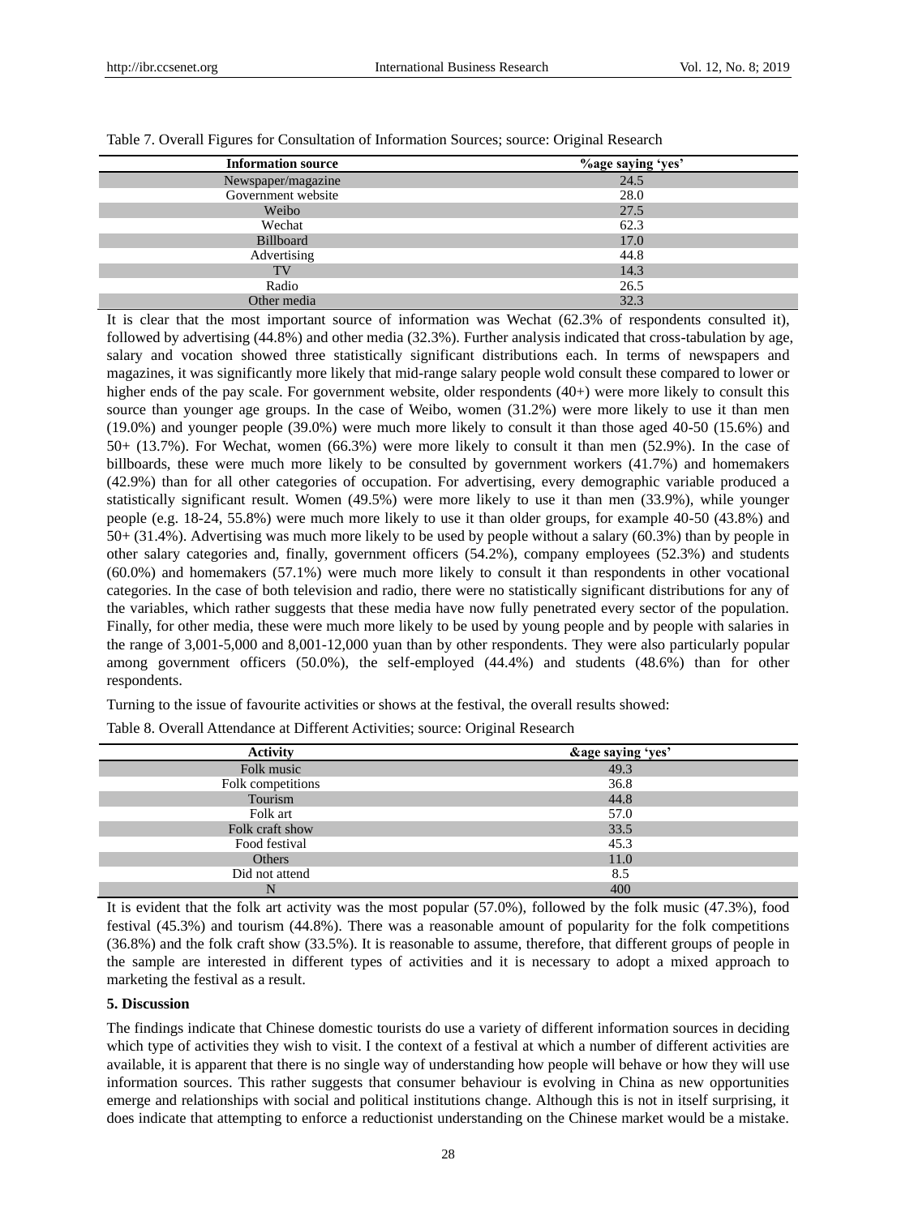Table 7. Overall Figures for Consultation of Information Sources; source: Original Research

| Information source | %age saying 'yes' |
|---|---|
| Newspaper/magazine | 24.5 |
| Government website | 28.0 |
| Weibo | 27.5 |
| Wechat | 62.3 |
| Billboard | 17.0 |
| Advertising | 44.8 |
| TV | 14.3 |
| Radio | 26.5 |
| Other media | 32.3 |

It is clear that the most important source of information was Wechat (62.3% of respondents consulted it), followed by advertising (44.8%) and other media (32.3%). Further analysis indicated that cross-tabulation by age, salary and vocation showed three statistically significant distributions each. In terms of newspapers and magazines, it was significantly more likely that mid-range salary people wold consult these compared to lower or higher ends of the pay scale. For government website, older respondents (40+) were more likely to consult this source than younger age groups. In the case of Weibo, women (31.2%) were more likely to use it than men (19.0%) and younger people (39.0%) were much more likely to consult it than those aged 40-50 (15.6%) and 50+ (13.7%). For Wechat, women (66.3%) were more likely to consult it than men (52.9%). In the case of billboards, these were much more likely to be consulted by government workers (41.7%) and homemakers (42.9%) than for all other categories of occupation. For advertising, every demographic variable produced a statistically significant result. Women (49.5%) were more likely to use it than men (33.9%), while younger people (e.g. 18-24, 55.8%) were much more likely to use it than older groups, for example 40-50 (43.8%) and 50+ (31.4%). Advertising was much more likely to be used by people without a salary (60.3%) than by people in other salary categories and, finally, government officers (54.2%), company employees (52.3%) and students (60.0%) and homemakers (57.1%) were much more likely to consult it than respondents in other vocational categories. In the case of both television and radio, there were no statistically significant distributions for any of the variables, which rather suggests that these media have now fully penetrated every sector of the population. Finally, for other media, these were much more likely to be used by young people and by people with salaries in the range of 3,001-5,000 and 8,001-12,000 yuan than by other respondents. They were also particularly popular among government officers (50.0%), the self-employed (44.4%) and students (48.6%) than for other respondents.

Turning to the issue of favourite activities or shows at the festival, the overall results showed:

Table 8. Overall Attendance at Different Activities; source: Original Research

| Activity | &age saying 'yes' |
|---|---|
| Folk music | 49.3 |
| Folk competitions | 36.8 |
| Tourism | 44.8 |
| Folk art | 57.0 |
| Folk craft show | 33.5 |
| Food festival | 45.3 |
| Others | 11.0 |
| Did not attend | 8.5 |
| N | 400 |

It is evident that the folk art activity was the most popular (57.0%), followed by the folk music (47.3%), food festival (45.3%) and tourism (44.8%). There was a reasonable amount of popularity for the folk competitions (36.8%) and the folk craft show (33.5%). It is reasonable to assume, therefore, that different groups of people in the sample are interested in different types of activities and it is necessary to adopt a mixed approach to marketing the festival as a result.

## 5. Discussion

The findings indicate that Chinese domestic tourists do use a variety of different information sources in deciding which type of activities they wish to visit. I the context of a festival at which a number of different activities are available, it is apparent that there is no single way of understanding how people will behave or how they will use information sources. This rather suggests that consumer behaviour is evolving in China as new opportunities emerge and relationships with social and political institutions change. Although this is not in itself surprising, it does indicate that attempting to enforce a reductionist understanding on the Chinese market would be a mistake.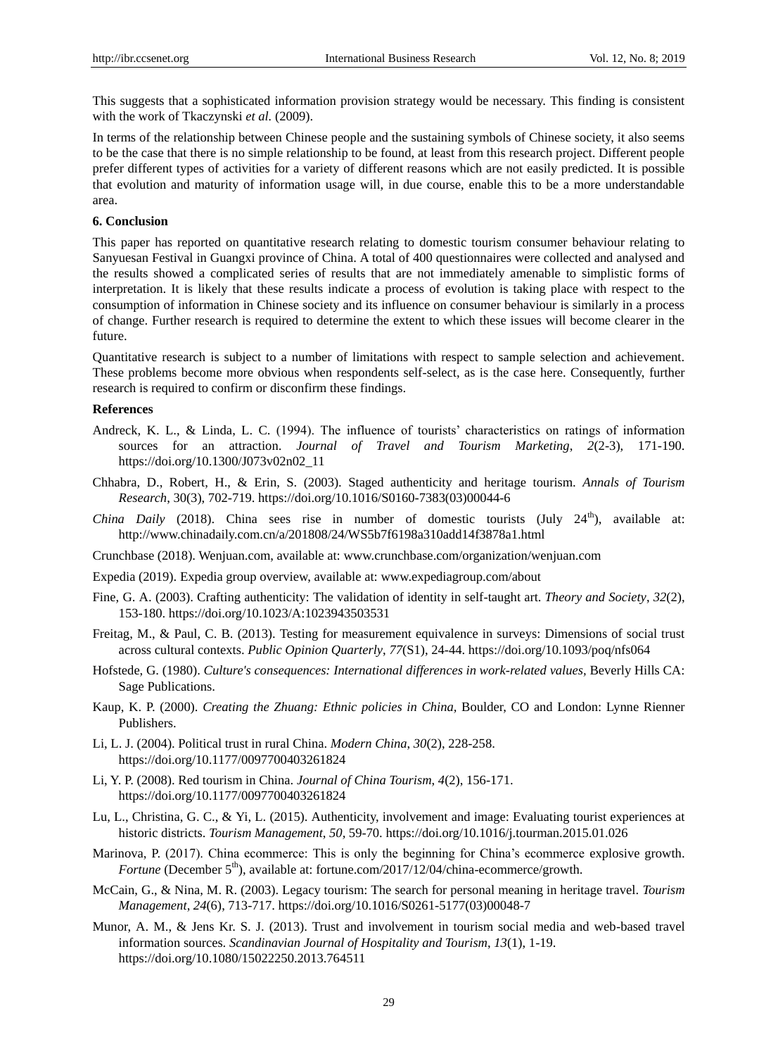This suggests that a sophisticated information provision strategy would be necessary. This finding is consistent with the work of Tkaczynski *et al.* (2009).

In terms of the relationship between Chinese people and the sustaining symbols of Chinese society, it also seems to be the case that there is no simple relationship to be found, at least from this research project. Different people prefer different types of activities for a variety of different reasons which are not easily predicted. It is possible that evolution and maturity of information usage will, in due course, enable this to be a more understandable area.

## 6. Conclusion

This paper has reported on quantitative research relating to domestic tourism consumer behaviour relating to Sanyuesan Festival in Guangxi province of China. A total of 400 questionnaires were collected and analysed and the results showed a complicated series of results that are not immediately amenable to simplistic forms of interpretation. It is likely that these results indicate a process of evolution is taking place with respect to the consumption of information in Chinese society and its influence on consumer behaviour is similarly in a process of change. Further research is required to determine the extent to which these issues will become clearer in the future.

Quantitative research is subject to a number of limitations with respect to sample selection and achievement. These problems become more obvious when respondents self-select, as is the case here. Consequently, further research is required to confirm or disconfirm these findings.

## References

Andreck, K. L., & Linda, L. C. (1994). The influence of tourists' characteristics on ratings of information sources for an attraction. *Journal of Travel and Tourism Marketing*, *2*(2-3), 171-190. https://doi.org/10.1300/J073v02n02_11

Chhabra, D., Robert, H., & Erin, S. (2003). Staged authenticity and heritage tourism. *Annals of Tourism Research*, 30(3), 702-719. https://doi.org/10.1016/S0160-7383(03)00044-6

*China Daily* (2018). China sees rise in number of domestic tourists (July 24th), available at: http://www.chinadaily.com.cn/a/201808/24/WS5b7f6198a310add14f3878a1.html

Crunchbase (2018). Wenjuan.com, available at: www.crunchbase.com/organization/wenjuan.com

Expedia (2019). Expedia group overview, available at: www.expediagroup.com/about

Fine, G. A. (2003). Crafting authenticity: The validation of identity in self-taught art. *Theory and Society*, *32*(2), 153-180. https://doi.org/10.1023/A:1023943503531

Freitag, M., & Paul, C. B. (2013). Testing for measurement equivalence in surveys: Dimensions of social trust across cultural contexts. *Public Opinion Quarterly*, *77*(S1), 24-44. https://doi.org/10.1093/poq/nfs064

Hofstede, G. (1980). *Culture's consequences: International differences in work-related values,* Beverly Hills CA: Sage Publications.

Kaup, K. P. (2000). *Creating the Zhuang: Ethnic policies in China,* Boulder, CO and London: Lynne Rienner Publishers.

Li, L. J. (2004). Political trust in rural China. *Modern China*, *30*(2), 228-258. https://doi.org/10.1177/0097700403261824

Li, Y. P. (2008). Red tourism in China. *Journal of China Tourism*, *4*(2), 156-171. https://doi.org/10.1177/0097700403261824

Lu, L., Christina, G. C., & Yi, L. (2015). Authenticity, involvement and image: Evaluating tourist experiences at historic districts. *Tourism Management*, *50*, 59-70. https://doi.org/10.1016/j.tourman.2015.01.026

Marinova, P. (2017). China ecommerce: This is only the beginning for China's ecommerce explosive growth. *Fortune* (December 5th), available at: fortune.com/2017/12/04/china-ecommerce/growth.

McCain, G., & Nina, M. R. (2003). Legacy tourism: The search for personal meaning in heritage travel. *Tourism Management*, *24*(6), 713-717. https://doi.org/10.1016/S0261-5177(03)00048-7

Munor, A. M., & Jens Kr. S. J. (2013). Trust and involvement in tourism social media and web-based travel information sources. *Scandinavian Journal of Hospitality and Tourism*, *13*(1), 1-19. https://doi.org/10.1080/15022250.2013.764511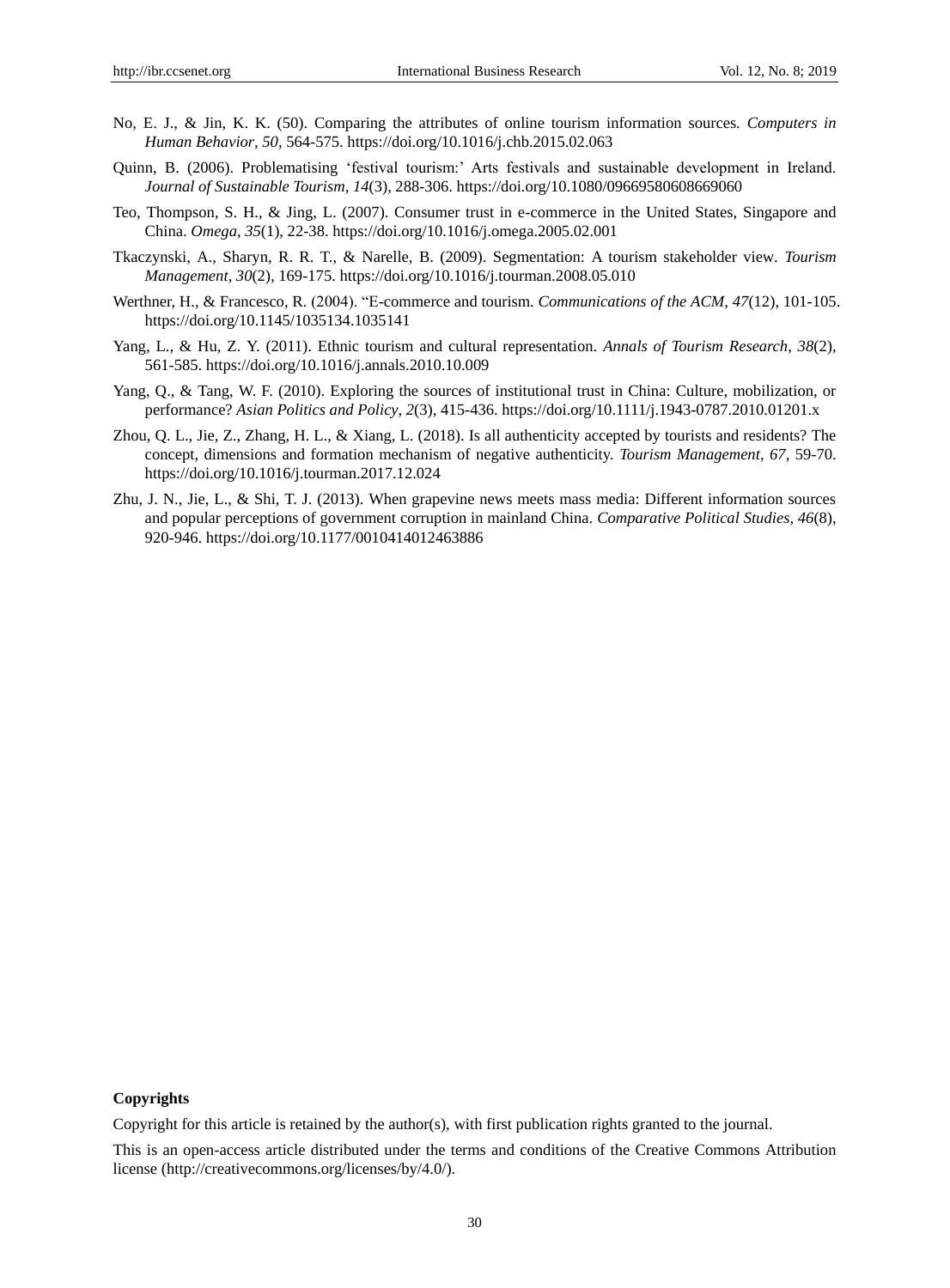No, E. J., & Jin, K. K. (50). Comparing the attributes of online tourism information sources. *Computers in Human Behavior*, *50*, 564-575. https://doi.org/10.1016/j.chb.2015.02.063

Quinn, B. (2006). Problematising 'festival tourism:' Arts festivals and sustainable development in Ireland. *Journal of Sustainable Tourism*, *14*(3), 288-306. https://doi.org/10.1080/09669580608669060

Teo, Thompson, S. H., & Jing, L. (2007). Consumer trust in e-commerce in the United States, Singapore and China. *Omega*, *35*(1), 22-38. https://doi.org/10.1016/j.omega.2005.02.001

Tkaczynski, A., Sharyn, R. R. T., & Narelle, B. (2009). Segmentation: A tourism stakeholder view. *Tourism Management*, *30*(2), 169-175. https://doi.org/10.1016/j.tourman.2008.05.010

Werthner, H., & Francesco, R. (2004). "E-commerce and tourism. *Communications of the ACM*, *47*(12), 101-105. https://doi.org/10.1145/1035134.1035141

Yang, L., & Hu, Z. Y. (2011). Ethnic tourism and cultural representation. *Annals of Tourism Research*, *38*(2), 561-585. https://doi.org/10.1016/j.annals.2010.10.009

Yang, Q., & Tang, W. F. (2010). Exploring the sources of institutional trust in China: Culture, mobilization, or performance? *Asian Politics and Policy*, *2*(3), 415-436. https://doi.org/10.1111/j.1943-0787.2010.01201.x

Zhou, Q. L., Jie, Z., Zhang, H. L., & Xiang, L. (2018). Is all authenticity accepted by tourists and residents? The concept, dimensions and formation mechanism of negative authenticity. *Tourism Management*, *67*, 59-70. https://doi.org/10.1016/j.tourman.2017.12.024

Zhu, J. N., Jie, L., & Shi, T. J. (2013). When grapevine news meets mass media: Different information sources and popular perceptions of government corruption in mainland China. *Comparative Political Studies*, *46*(8), 920-946. https://doi.org/10.1177/0010414012463886

**Copyrights**

Copyright for this article is retained by the author(s), with first publication rights granted to the journal.

This is an open-access article distributed under the terms and conditions of the Creative Commons Attribution license (http://creativecommons.org/licenses/by/4.0/).